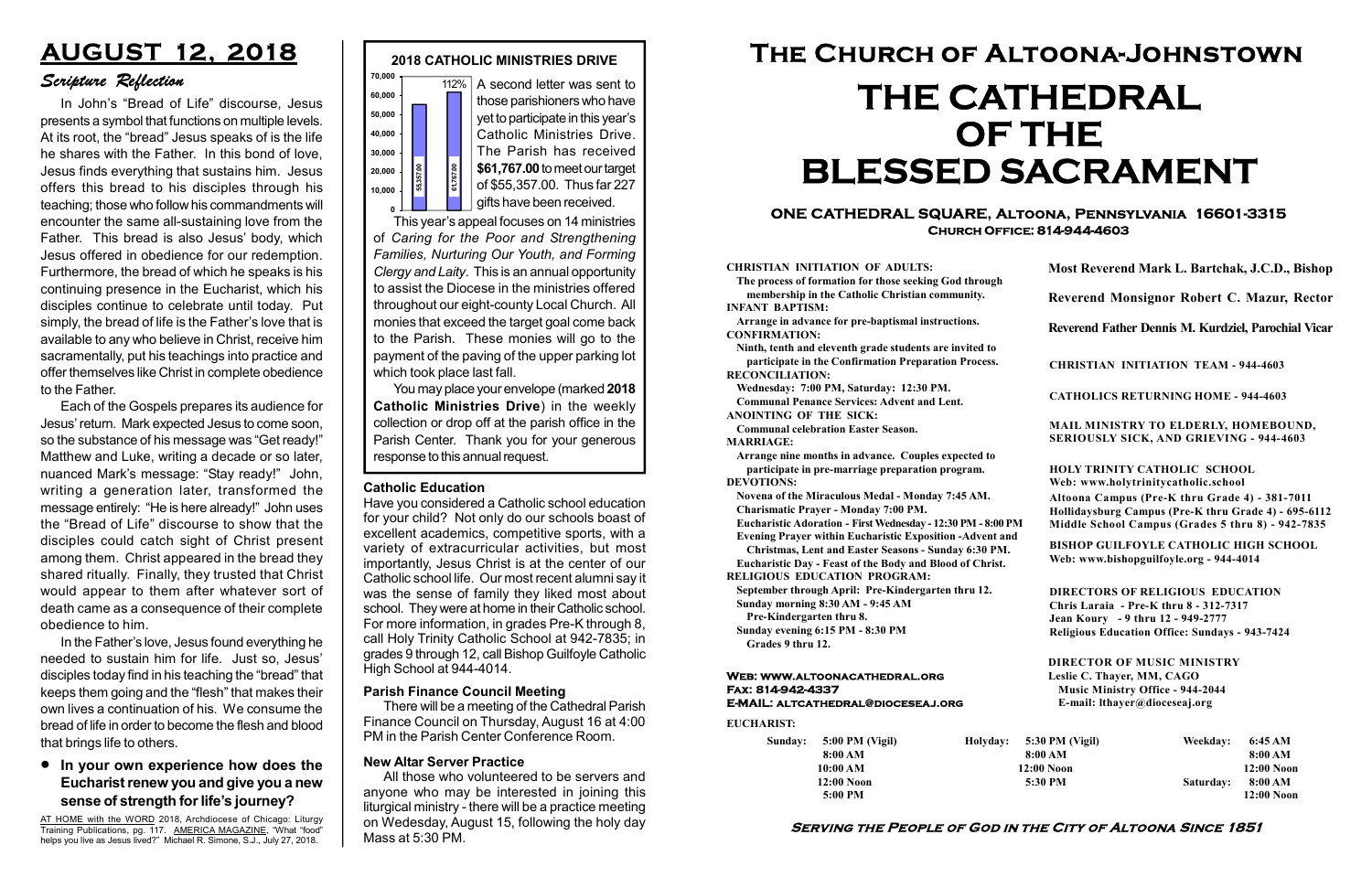# AUGUST 12, 2018

## Scripture Reflection

In John's "Bread of Life" discourse, Jesus presents a symbol that functions on multiple levels. At its root, the "bread" Jesus speaks of is the life he shares with the Father. In this bond of love, Jesus finds everything that sustains him. Jesus offers this bread to his disciples through his teaching; those who follow his commandments will encounter the same all-sustaining love from the Father. This bread is also Jesus' body, which Jesus offered in obedience for our redemption. Furthermore, the bread of which he speaks is his continuing presence in the Eucharist, which his disciples continue to celebrate until today. Put simply, the bread of life is the Father's love that is available to any who believe in Christ, receive him sacramentally, put his teachings into practice and offer themselves like Christ in complete obedience to the Father.

Each of the Gospels prepares its audience for Jesus' return. Mark expected Jesus to come soon, so the substance of his message was "Get ready!" Matthew and Luke, writing a decade or so later, nuanced Mark's message: "Stay ready!" John, writing a generation later, transformed the message entirely: "He is here already!" John uses the "Bread of Life" discourse to show that the disciples could catch sight of Christ present among them. Christ appeared in the bread they shared ritually. Finally, they trusted that Christ would appear to them after whatever sort of death came as a consequence of their complete obedience to him.

In the Father's love, Jesus found everything he needed to sustain him for life. Just so, Jesus' disciples today find in his teaching the "bread" that keeps them going and the "flesh" that makes their own lives a continuation of his. We consume the bread of life in order to become the flesh and blood that brings life to others.

- **In your own experience how does the Eucharist renew you and give you a new sense of strength for life's journey?**

AT HOME with the WORD 2018, Archdiocese of Chicago: Liturgy Training Publications, pg. 117. AMERICA MAGAZINE, "What "food" helps you live as Jesus lived?" Michael R. Simone, S.J., July 27, 2018.

## 2018 CATHOLIC MINISTRIES DRIVE

Chart: Target 55357.00; Received 61767.00 (112%)

A second letter was sent to those parishioners who have yet to participate in this year's Catholic Ministries Drive. The Parish has received **$61,767.00** to meet our target of $55,357.00. Thus far 227 gifts have been received.

This year's appeal focuses on 14 ministries of *Caring for the Poor and Strengthening Families, Nurturing Our Youth, and Forming Clergy and Laity*. This is an annual opportunity to assist the Diocese in the ministries offered throughout our eight-county Local Church. All monies that exceed the target goal come back to the Parish. These monies will go to the payment of the paving of the upper parking lot which took place last fall.

You may place your envelope (marked **2018 Catholic Ministries Drive**) in the weekly collection or drop off at the parish office in the Parish Center. Thank you for your generous response to this annual request.

### Catholic Education

Have you considered a Catholic school education for your child? Not only do our schools boast of excellent academics, competitive sports, with a variety of extracurricular activities, but most importantly, Jesus Christ is at the center of our Catholic school life. Our most recent alumni say it was the sense of family they liked most about school. They were at home in their Catholic school. For more information, in grades Pre-K through 8, call Holy Trinity Catholic School at 942-7835; in grades 9 through 12, call Bishop Guilfoyle Catholic High School at 944-4014.

### Parish Finance Council Meeting

There will be a meeting of the Cathedral Parish Finance Council on Thursday, August 16 at 4:00 PM in the Parish Center Conference Room.

### New Altar Server Practice

All those who volunteered to be servers and anyone who may be interested in joining this liturgical ministry - there will be a practice meeting on Wedesday, August 15, following the holy day Mass at 5:30 PM.

# The Church of Altoona-Johnstown

# THE CATHEDRAL OF THE BLESSED SACRAMENT

**ONE CATHEDRAL SQUARE, Altoona, Pennsylvania 16601-3315**
**Church Office: 814-944-4603**

**CHRISTIAN INITIATION OF ADULTS:**
The process of formation for those seeking God through membership in the Catholic Christian community.
**INFANT BAPTISM:**
Arrange in advance for pre-baptismal instructions.
**CONFIRMATION:**
Ninth, tenth and eleventh grade students are invited to participate in the Confirmation Preparation Process.
**RECONCILIATION:**
Wednesday: 7:00 PM, Saturday: 12:30 PM.
Communal Penance Services: Advent and Lent.
**ANOINTING OF THE SICK:**
Communal celebration Easter Season.
**MARRIAGE:**
Arrange nine months in advance. Couples expected to participate in pre-marriage preparation program.
**DEVOTIONS:**
Novena of the Miraculous Medal - Monday 7:45 AM.
Charismatic Prayer - Monday 7:00 PM.
Eucharistic Adoration - First Wednesday - 12:30 PM - 8:00 PM
Evening Prayer within Eucharistic Exposition -Advent and Christmas, Lent and Easter Seasons - Sunday 6:30 PM.
Eucharistic Day - Feast of the Body and Blood of Christ.
**RELIGIOUS EDUCATION PROGRAM:**
September through April: Pre-Kindergarten thru 12.
Sunday morning 8:30 AM - 9:45 AM
Pre-Kindergarten thru 8.
Sunday evening 6:15 PM - 8:30 PM
Grades 9 thru 12.

**Most Reverend Mark L. Bartchak, J.C.D., Bishop**
**Reverend Monsignor Robert C. Mazur, Rector**
**Reverend Father Dennis M. Kurdziel, Parochial Vicar**

CHRISTIAN INITIATION TEAM - 944-4603

CATHOLICS RETURNING HOME - 944-4603

MAIL MINISTRY TO ELDERLY, HOMEBOUND, SERIOUSLY SICK, AND GRIEVING - 944-4603

HOLY TRINITY CATHOLIC SCHOOL
Web: www.holytrinitycatholic.school
Altoona Campus (Pre-K thru Grade 4) - 381-7011
Hollidaysburg Campus (Pre-K thru Grade 4) - 695-6112
Middle School Campus (Grades 5 thru 8) - 942-7835

BISHOP GUILFOYLE CATHOLIC HIGH SCHOOL
Web: www.bishopguilfoyle.org - 944-4014

DIRECTORS OF RELIGIOUS EDUCATION
Chris Laraia - Pre-K thru 8 - 312-7317
Jean Koury - 9 thru 12 - 949-2777
Religious Education Office: Sundays - 943-7424

DIRECTOR OF MUSIC MINISTRY
Leslie C. Thayer, MM, CAGO
Music Ministry Office - 944-2044
E-mail: lthayer@dioceseaj.org

Web: www.altoonacathedral.org
Fax: 814-942-4337
E-MAIL: altcathedral@dioceseaj.org

**EUCHARIST:**

| Sunday: | | Holyday: | | Weekday: | |
|---|---|---|---|---|---|
| | 5:00 PM (Vigil) | | 5:30 PM (Vigil) | | 6:45 AM |
| | 8:00 AM | | 8:00 AM | | 8:00 AM |
| | 10:00 AM | | 12:00 Noon | | 12:00 Noon |
| | 12:00 Noon | | 5:30 PM | Saturday: | 8:00 AM |
| | 5:00 PM | | | | 12:00 Noon |

**Serving the People of God in the City of Altoona Since 1851**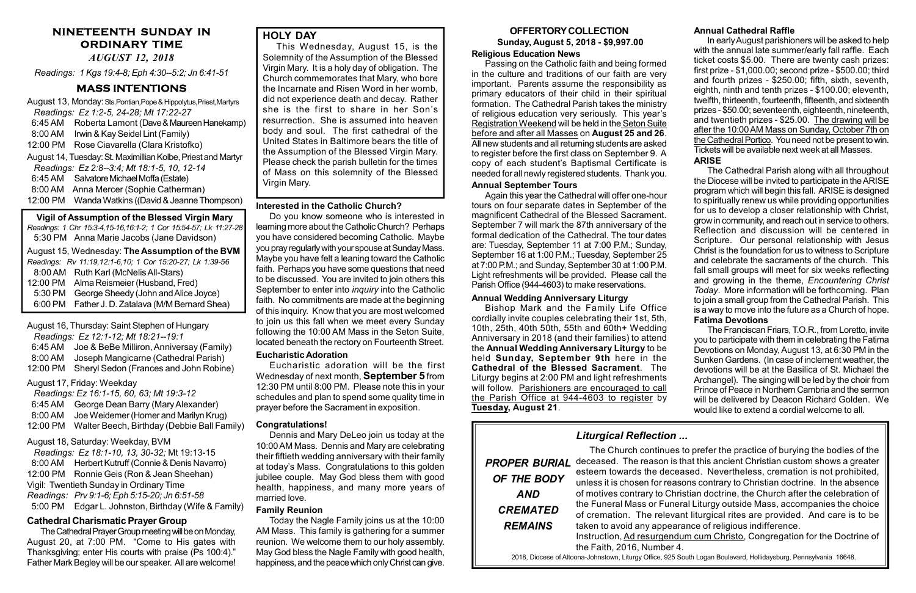# NINETEENTH SUNDAY IN ORDINARY TIME

*AUGUST 12, 2018*

*Readings: 1 Kgs 19:4-8; Eph 4:30--5:2; Jn 6:41-51*

## MASS INTENTIONS

August 13, Monday: Sts.Pontian,Pope & Hippolytus,Priest,Martyrs
*Readings: Ez 1:2-5, 24-28; Mt 17:22-27*
6:45 AM Roberta Lamont (Dave & Maureen Hanekamp)
8:00 AM Irwin & Kay Seidel Lint (Family)
12:00 PM Rose Ciavarella (Clara Kristofko)

August 14, Tuesday: St. Maximillian Kolbe, Priest and Martyr
*Readings: Ez 2:8--3:4; Mt 18:1-5, 10, 12-14*
6:45 AM Salvatore Michael Moffa (Estate)
8:00 AM Anna Mercer (Sophie Catherman)
12:00 PM Wanda Watkins ((David & Jeanne Thompson)

**Vigil of Assumption of the Blessed Virgin Mary**
*Readings: 1 Chr 15:3-4,15-16,16:1-2; 1 Cor 15:54-57; Lk 11:27-28*
5:30 PM Anna Marie Jacobs (Jane Davidson)

August 15, Wednesday: **The Assumption of the BVM**
*Readings: Rv 11:19,12:1-6,10; 1 Cor 15:20-27; Lk 1:39-56*
8:00 AM Ruth Karl (McNelis All-Stars)
12:00 PM Alma Reismeier (Husband, Fred)
5:30 PM George Sheedy (John and Alice Joyce)
6:00 PM Father J. D. Zatalava (M/M Bernard Shea)

August 16, Thursday: Saint Stephen of Hungary
*Readings: Ez 12:1-12; Mt 18:21--19:1*
6:45 AM Joe & BeBe Millison, Anniversay (Family)
8:00 AM Joseph Mangicarne (Cathedral Parish)
12:00 PM Sheryl Sedon (Frances and John Robine)

August 17, Friday: Weekday
*Readings: Ez 16:1-15, 60, 63; Mt 19:3-12*
6:45 AM George Dean Barry (Mary Alexander)
8:00 AM Joe Weidemer (Homer and Marilyn Krug)
12:00 PM Walter Beech, Birthday (Debbie Ball Family)

August 18, Saturday: Weekday, BVM
*Readings: Ez 18:1-10, 13, 30-32;* Mt 19:13-15
8:00 AM Herbert Kutruff (Connie & Denis Navarro)
12:00 PM Ronnie Geis (Ron & Jean Sheehan)
Vigil: Twentieth Sunday in Ordinary Time
*Readings: Prv 9:1-6; Eph 5:15-20; Jn 6:51-58*
5:00 PM Edgar L. Johnston, Birthday (Wife & Family)

### Cathedral Charismatic Prayer Group

The Cathedral Prayer Group meeting will be on Monday, August 20, at 7:00 PM. "Come to His gates with Thanksgiving; enter His courts with praise (Ps 100:4)." Father Mark Begley will be our speaker. All are welcome!

## HOLY DAY

This Wednesday, August 15, is the Solemnity of the Assumption of the Blessed Virgin Mary. It is a holy day of obligation. The Church commemorates that Mary, who bore the Incarnate and Risen Word in her womb, did not experience death and decay. Rather she is the first to share in her Son's resurrection. She is assumed into heaven body and soul. The first cathedral of the United States in Baltimore bears the title of the Assumption of the Blessed Virgin Mary. Please check the parish bulletin for the times of Mass on this solemnity of the Blessed Virgin Mary.

### Interested in the Catholic Church?

Do you know someone who is interested in learning more about the Catholic Church? Perhaps you have considered becoming Catholic. Maybe you pray regularly with your spouse at Sunday Mass. Maybe you have felt a leaning toward the Catholic faith. Perhaps you have some questions that need to be discussed. You are invited to join others this September to enter into *inquiry* into the Catholic faith. No commitments are made at the beginning of this inquiry. Know that you are most welcomed to join us this fall when we meet every Sunday following the 10:00 AM Mass in the Seton Suite, located beneath the rectory on Fourteenth Street.

### Eucharistic Adoration

Eucharistic adoration will be the first Wednesday of next month, **September 5** from 12:30 PM until 8:00 PM. Please note this in your schedules and plan to spend some quality time in prayer before the Sacrament in exposition.

### Congratulations!

Dennis and Mary DeLeo join us today at the 10:00 AM Mass. Dennis and Mary are celebrating their fiftieth wedding anniversary with their family at today's Mass. Congratulations to this golden jubilee couple. May God bless them with good health, happiness, and many more years of married love.

### Family Reunion

Today the Nagle Family joins us at the 10:00 AM Mass. This family is gathering for a summer reunion. We welcome them to our holy assembly. May God bless the Nagle Family with good health, happiness, and the peace which only Christ can give.

### OFFERTORY COLLECTION
**Sunday, August 5, 2018 - $9,997.00**

### Religious Education News

Passing on the Catholic faith and being formed in the culture and traditions of our faith are very important. Parents assume the responsibility as primary educators of their child in their spiritual formation. The Cathedral Parish takes the ministry of religious education very seriously. This year's Registration Weekend will be held in the Seton Suite before and after all Masses on **August 25 and 26**. All new students and all returning students are asked to register before the first class on September 9. A copy of each student's Baptismal Certificate is needed for all newly registered students. Thank you.

### Annual September Tours

Again this year the Cathedral will offer one-hour tours on four separate dates in September of the magnificent Cathedral of the Blessed Sacrament. September 7 will mark the 87th anniversary of the formal dedication of the Cathedral. The tour dates are: Tuesday, September 11 at 7:00 P.M.; Sunday, September 16 at 1:00 P.M.; Tuesday, September 25 at 7:00 P.M.; and Sunday, September 30 at 1:00 P.M. Light refreshments will be provided. Please call the Parish Office (944-4603) to make reservations.

### Annual Wedding Anniversary Liturgy

Bishop Mark and the Family Life Office cordially invite couples celebrating their 1st, 5th, 10th, 25th, 40th 50th, 55th and 60th+ Wedding Anniversary in 2018 (and their families) to attend the **Annual Wedding Anniversary Liturgy** to be held **Sunday, September 9th** here in the **Cathedral of the Blessed Sacrament**. The Liturgy begins at 2:00 PM and light refreshments will follow. Parishioners are encouraged to call the Parish Office at 944-4603 to register by **Tuesday, August 21**.

### Annual Cathedral Raffle

In early August parishioners will be asked to help with the annual late summer/early fall raffle. Each ticket costs $5.00. There are twenty cash prizes: first prize - $1,000.00; second prize - $500.00; third and fourth prizes - $250.00; fifth, sixth, seventh, eighth, ninth and tenth prizes - $100.00; eleventh, twelfth, thirteenth, fourteenth, fifteenth, and sixteenth prizes - $50.00; seventeenth, eighteenth, nineteenth, and twentieth prizes - $25.00. The drawing will be after the 10:00 AM Mass on Sunday, October 7th on the Cathedral Portico. You need not be present to win. Tickets will be available next week at all Masses.

### ARISE

The Cathedral Parish along with all throughout the Diocese will be invited to participate in the ARISE program which will begin this fall. ARISE is designed to spiritually renew us while providing opportunities for us to develop a closer relationship with Christ, grow in community, and reach out in service to others. Reflection and discussion will be centered in Scripture. Our personal relationship with Jesus Christ is the foundation for us to witness to Scripture and celebrate the sacraments of the church. This fall small groups will meet for six weeks reflecting and growing in the theme, *Encountering Christ Today*. More information will be forthcoming. Plan to join a small group from the Cathedral Parish. This is a way to move into the future as a Church of hope.

### Fatima Devotions

The Franciscan Friars, T.O.R., from Loretto, invite you to participate with them in celebrating the Fatima Devotions on Monday, August 13, at 6:30 PM in the Sunken Gardens. (In case of inclement weather, the devotions will be at the Basilica of St. Michael the Archangel). The singing will be led by the choir from Prince of Peace in Northern Cambria and the sermon will be delivered by Deacon Richard Golden. We would like to extend a cordial welcome to all.

## *Liturgical Reflection ...*

***PROPER BURIAL OF THE BODY AND CREMATED REMAINS***

The Church continues to prefer the practice of burying the bodies of the deceased. The reason is that this ancient Christian custom shows a greater esteem towards the deceased. Nevertheless, cremation is not prohibited, unless it is chosen for reasons contrary to Christian doctrine. In the absence of motives contrary to Christian doctrine, the Church after the celebration of the Funeral Mass or Funeral Liturgy outside Mass, accompanies the choice of cremation. The relevant liturgical rites are provided. And care is to be taken to avoid any appearance of religious indifference.
Instruction, Ad resurgendum cum Christo, Congregation for the Doctrine of the Faith, 2016, Number 4.

2018, Diocese of Altoona-Johnstown, Liturgy Office, 925 South Logan Boulevard, Hollidaysburg, Pennsylvania 16648.